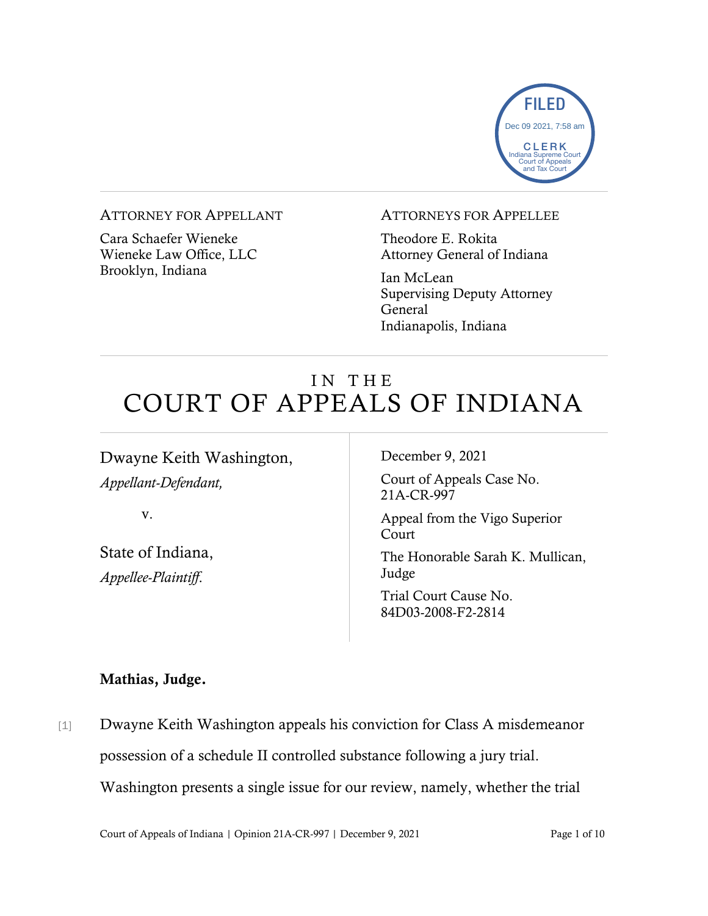FILED
Dec 09 2021, 7:58 am
CLERK
Indiana Supreme Court
Court of Appeals
and Tax Court

---

ATTORNEY FOR APPELLANT

Cara Schaefer Wieneke
Wieneke Law Office, LLC
Brooklyn, Indiana

ATTORNEYS FOR APPELLEE

Theodore E. Rokita
Attorney General of Indiana

Ian McLean
Supervising Deputy Attorney General
Indianapolis, Indiana

---

# IN THE COURT OF APPEALS OF INDIANA

---

Dwayne Keith Washington,
*Appellant-Defendant,*

v.

State of Indiana,
*Appellee-Plaintiff.*

December 9, 2021

Court of Appeals Case No. 21A-CR-997

Appeal from the Vigo Superior Court

The Honorable Sarah K. Mullican, Judge

Trial Court Cause No. 84D03-2008-F2-2814

**Mathias, Judge.**

[1] Dwayne Keith Washington appeals his conviction for Class A misdemeanor possession of a schedule II controlled substance following a jury trial. Washington presents a single issue for our review, namely, whether the trial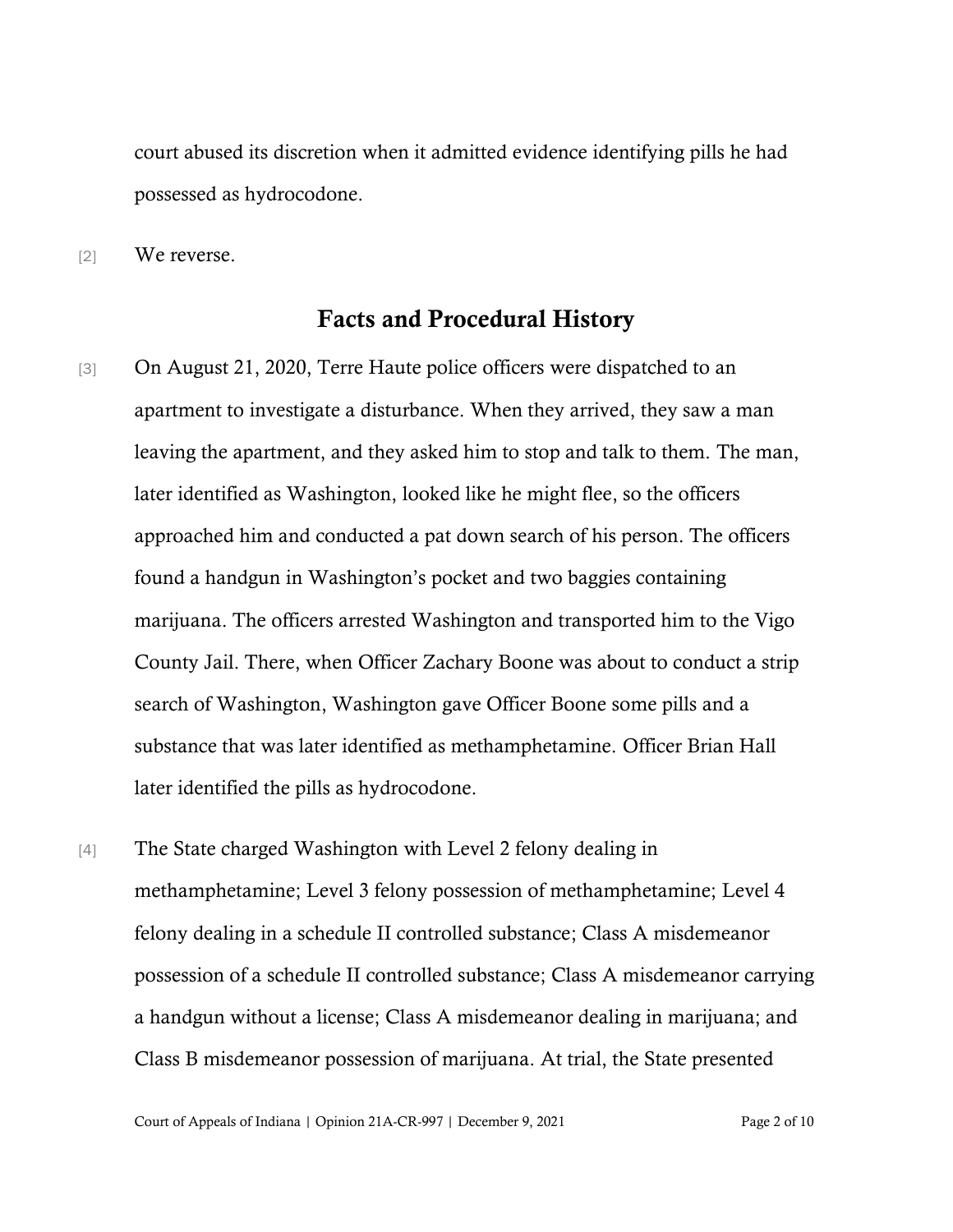court abused its discretion when it admitted evidence identifying pills he had possessed as hydrocodone.

[2] We reverse.

## Facts and Procedural History

[3] On August 21, 2020, Terre Haute police officers were dispatched to an apartment to investigate a disturbance. When they arrived, they saw a man leaving the apartment, and they asked him to stop and talk to them. The man, later identified as Washington, looked like he might flee, so the officers approached him and conducted a pat down search of his person. The officers found a handgun in Washington's pocket and two baggies containing marijuana. The officers arrested Washington and transported him to the Vigo County Jail. There, when Officer Zachary Boone was about to conduct a strip search of Washington, Washington gave Officer Boone some pills and a substance that was later identified as methamphetamine. Officer Brian Hall later identified the pills as hydrocodone.

[4] The State charged Washington with Level 2 felony dealing in methamphetamine; Level 3 felony possession of methamphetamine; Level 4 felony dealing in a schedule II controlled substance; Class A misdemeanor possession of a schedule II controlled substance; Class A misdemeanor carrying a handgun without a license; Class A misdemeanor dealing in marijuana; and Class B misdemeanor possession of marijuana. At trial, the State presented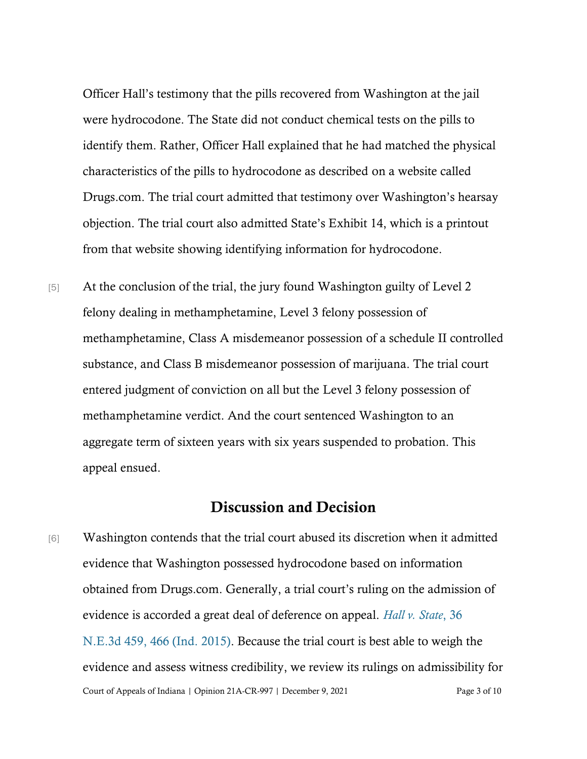Officer Hall's testimony that the pills recovered from Washington at the jail were hydrocodone. The State did not conduct chemical tests on the pills to identify them. Rather, Officer Hall explained that he had matched the physical characteristics of the pills to hydrocodone as described on a website called Drugs.com. The trial court admitted that testimony over Washington's hearsay objection. The trial court also admitted State's Exhibit 14, which is a printout from that website showing identifying information for hydrocodone.

[5] At the conclusion of the trial, the jury found Washington guilty of Level 2 felony dealing in methamphetamine, Level 3 felony possession of methamphetamine, Class A misdemeanor possession of a schedule II controlled substance, and Class B misdemeanor possession of marijuana. The trial court entered judgment of conviction on all but the Level 3 felony possession of methamphetamine verdict. And the court sentenced Washington to an aggregate term of sixteen years with six years suspended to probation. This appeal ensued.

## Discussion and Decision

[6] Washington contends that the trial court abused its discretion when it admitted evidence that Washington possessed hydrocodone based on information obtained from Drugs.com. Generally, a trial court's ruling on the admission of evidence is accorded a great deal of deference on appeal. *Hall v. State*, 36 N.E.3d 459, 466 (Ind. 2015). Because the trial court is best able to weigh the evidence and assess witness credibility, we review its rulings on admissibility for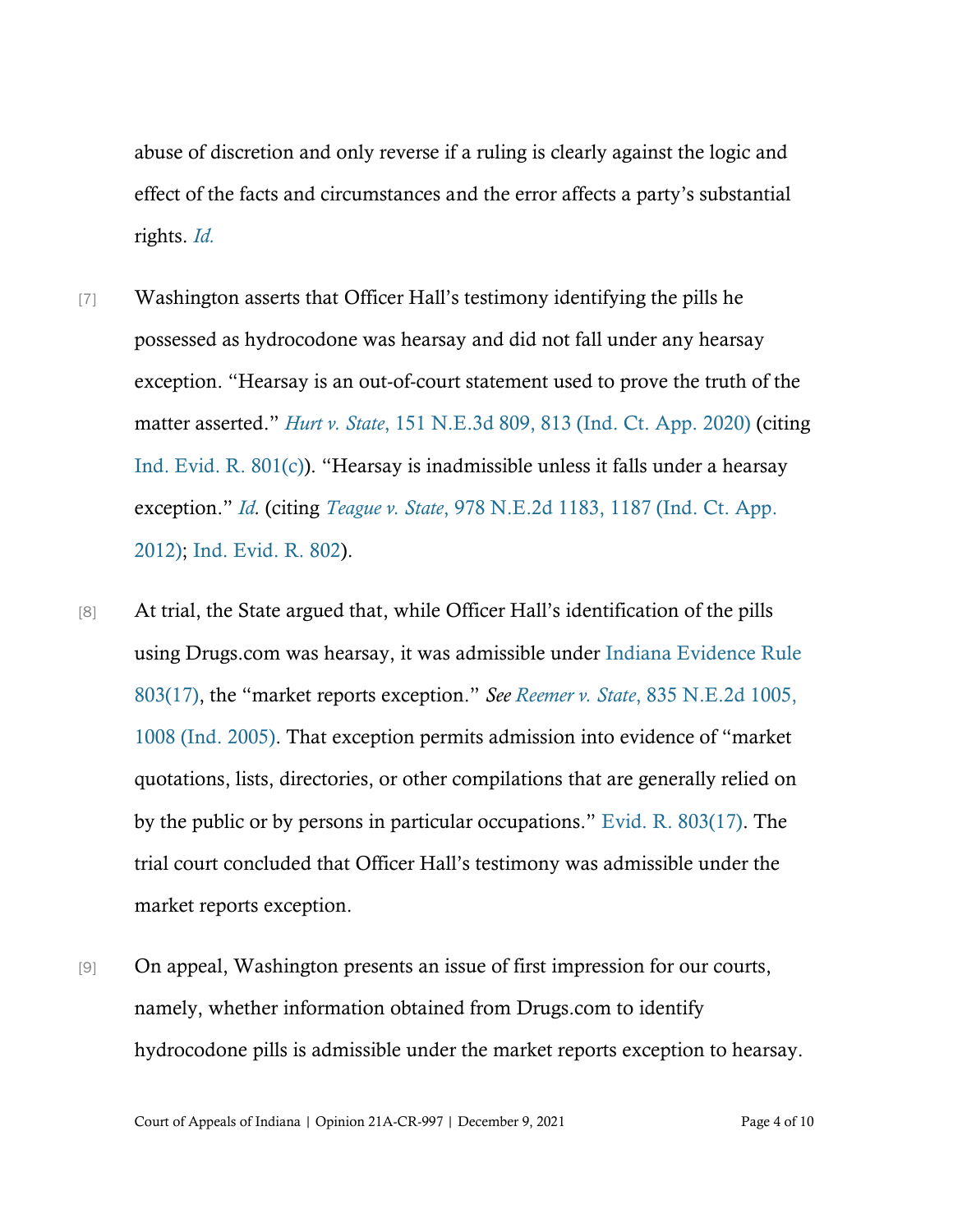abuse of discretion and only reverse if a ruling is clearly against the logic and effect of the facts and circumstances and the error affects a party's substantial rights. *Id.*

[7] Washington asserts that Officer Hall's testimony identifying the pills he possessed as hydrocodone was hearsay and did not fall under any hearsay exception. "Hearsay is an out-of-court statement used to prove the truth of the matter asserted." *Hurt v. State*, 151 N.E.3d 809, 813 (Ind. Ct. App. 2020) (citing Ind. Evid. R. 801(c)). "Hearsay is inadmissible unless it falls under a hearsay exception." *Id.* (citing *Teague v. State*, 978 N.E.2d 1183, 1187 (Ind. Ct. App. 2012); Ind. Evid. R. 802).

[8] At trial, the State argued that, while Officer Hall's identification of the pills using Drugs.com was hearsay, it was admissible under Indiana Evidence Rule 803(17), the "market reports exception." *See Reemer v. State*, 835 N.E.2d 1005, 1008 (Ind. 2005). That exception permits admission into evidence of "market quotations, lists, directories, or other compilations that are generally relied on by the public or by persons in particular occupations." Evid. R. 803(17). The trial court concluded that Officer Hall's testimony was admissible under the market reports exception.

[9] On appeal, Washington presents an issue of first impression for our courts, namely, whether information obtained from Drugs.com to identify hydrocodone pills is admissible under the market reports exception to hearsay.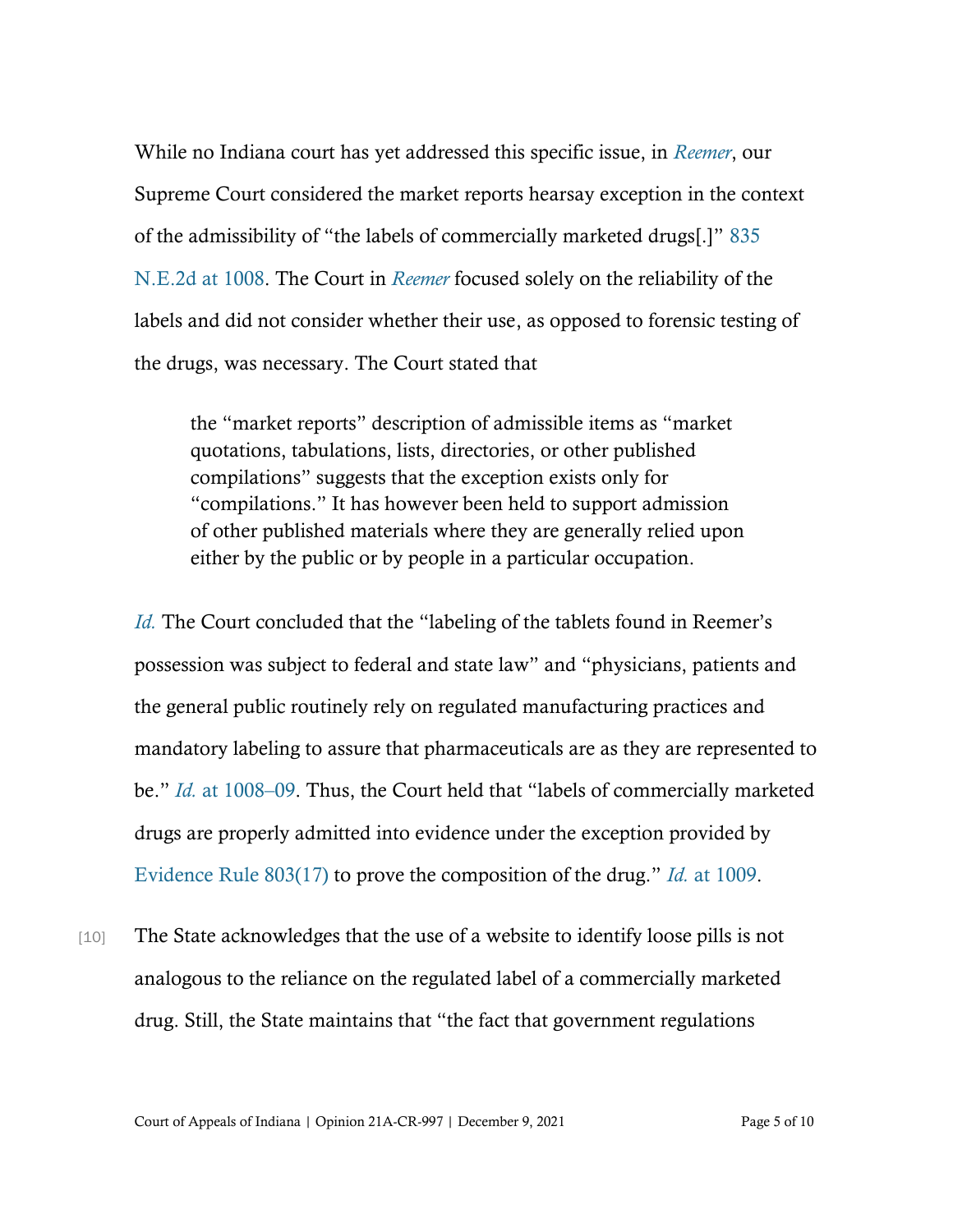While no Indiana court has yet addressed this specific issue, in *Reemer*, our Supreme Court considered the market reports hearsay exception in the context of the admissibility of "the labels of commercially marketed drugs[.]" 835 N.E.2d at 1008. The Court in *Reemer* focused solely on the reliability of the labels and did not consider whether their use, as opposed to forensic testing of the drugs, was necessary. The Court stated that

> the "market reports" description of admissible items as "market quotations, tabulations, lists, directories, or other published compilations" suggests that the exception exists only for "compilations." It has however been held to support admission of other published materials where they are generally relied upon either by the public or by people in a particular occupation.

*Id.* The Court concluded that the "labeling of the tablets found in Reemer's possession was subject to federal and state law" and "physicians, patients and the general public routinely rely on regulated manufacturing practices and mandatory labeling to assure that pharmaceuticals are as they are represented to be." *Id.* at 1008–09. Thus, the Court held that "labels of commercially marketed drugs are properly admitted into evidence under the exception provided by Evidence Rule 803(17) to prove the composition of the drug." *Id.* at 1009.

[10] The State acknowledges that the use of a website to identify loose pills is not analogous to the reliance on the regulated label of a commercially marketed drug. Still, the State maintains that "the fact that government regulations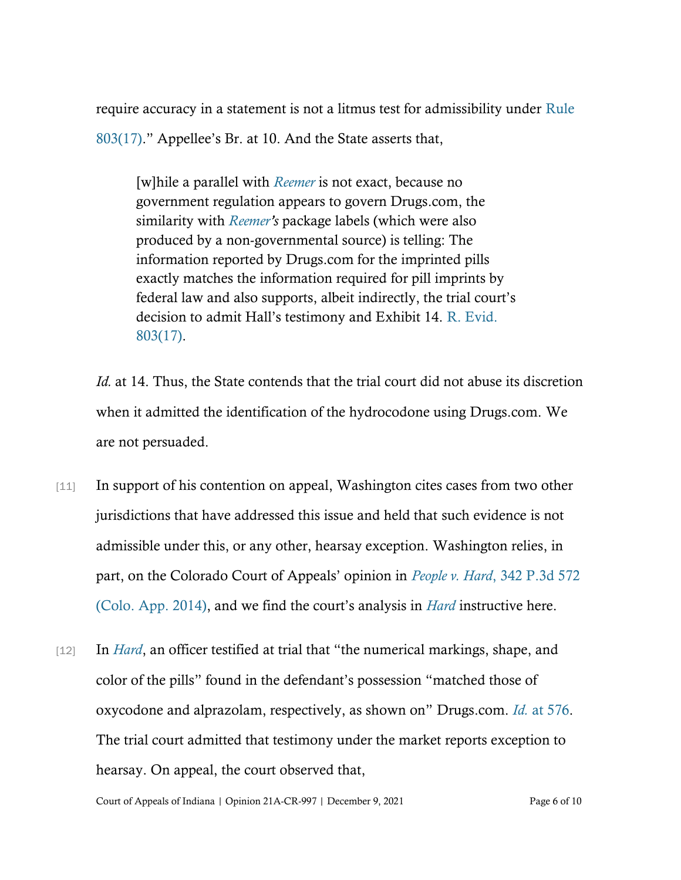require accuracy in a statement is not a litmus test for admissibility under Rule 803(17)." Appellee's Br. at 10. And the State asserts that,

> [w]hile a parallel with *Reemer* is not exact, because no government regulation appears to govern Drugs.com, the similarity with *Reemer's* package labels (which were also produced by a non-governmental source) is telling: The information reported by Drugs.com for the imprinted pills exactly matches the information required for pill imprints by federal law and also supports, albeit indirectly, the trial court's decision to admit Hall's testimony and Exhibit 14. R. Evid. 803(17).

*Id.* at 14. Thus, the State contends that the trial court did not abuse its discretion when it admitted the identification of the hydrocodone using Drugs.com. We are not persuaded.

[11] In support of his contention on appeal, Washington cites cases from two other jurisdictions that have addressed this issue and held that such evidence is not admissible under this, or any other, hearsay exception. Washington relies, in part, on the Colorado Court of Appeals' opinion in *People v. Hard*, 342 P.3d 572 (Colo. App. 2014), and we find the court's analysis in *Hard* instructive here.

[12] In *Hard*, an officer testified at trial that "the numerical markings, shape, and color of the pills" found in the defendant's possession "matched those of oxycodone and alprazolam, respectively, as shown on" Drugs.com. *Id.* at 576. The trial court admitted that testimony under the market reports exception to hearsay. On appeal, the court observed that,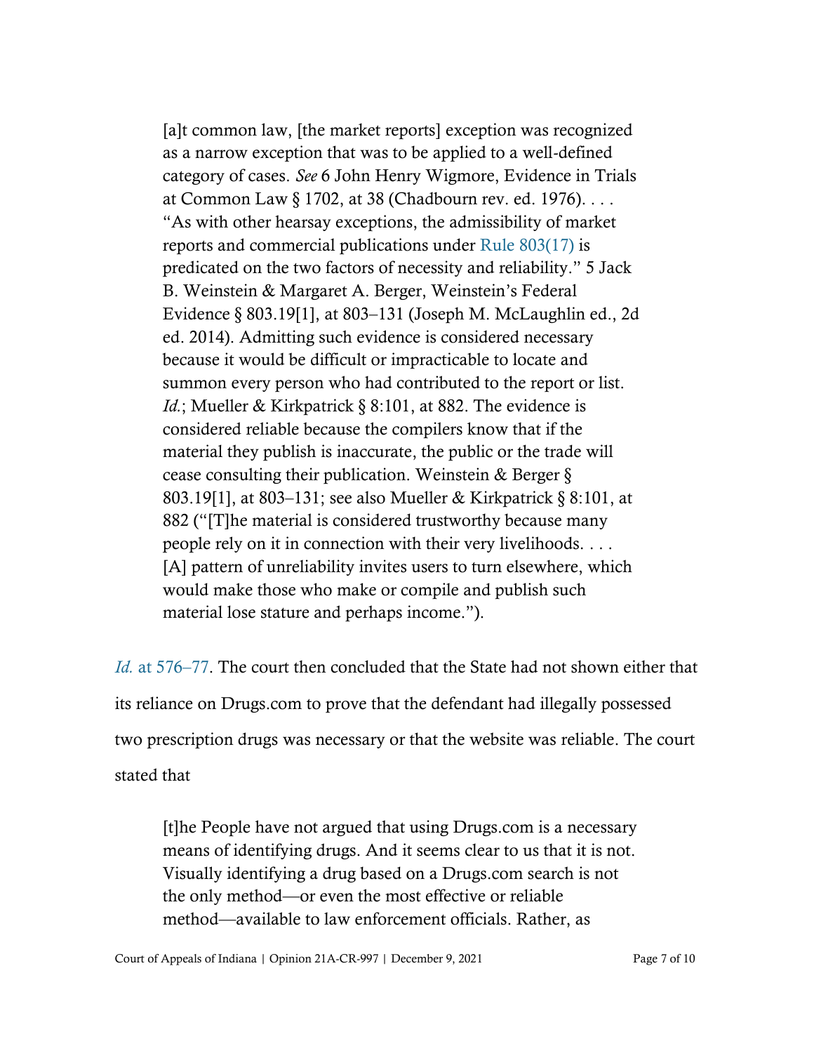> [a]t common law, [the market reports] exception was recognized as a narrow exception that was to be applied to a well-defined category of cases. *See* 6 John Henry Wigmore, Evidence in Trials at Common Law § 1702, at 38 (Chadbourn rev. ed. 1976). . . . "As with other hearsay exceptions, the admissibility of market reports and commercial publications under Rule 803(17) is predicated on the two factors of necessity and reliability." 5 Jack B. Weinstein & Margaret A. Berger, Weinstein's Federal Evidence § 803.19[1], at 803–131 (Joseph M. McLaughlin ed., 2d ed. 2014). Admitting such evidence is considered necessary because it would be difficult or impracticable to locate and summon every person who had contributed to the report or list. *Id.*; Mueller & Kirkpatrick § 8:101, at 882. The evidence is considered reliable because the compilers know that if the material they publish is inaccurate, the public or the trade will cease consulting their publication. Weinstein & Berger § 803.19[1], at 803–131; see also Mueller & Kirkpatrick § 8:101, at 882 ("[T]he material is considered trustworthy because many people rely on it in connection with their very livelihoods. . . . [A] pattern of unreliability invites users to turn elsewhere, which would make those who make or compile and publish such material lose stature and perhaps income.").

*Id.* at 576–77. The court then concluded that the State had not shown either that its reliance on Drugs.com to prove that the defendant had illegally possessed two prescription drugs was necessary or that the website was reliable. The court stated that

> [t]he People have not argued that using Drugs.com is a necessary means of identifying drugs. And it seems clear to us that it is not. Visually identifying a drug based on a Drugs.com search is not the only method—or even the most effective or reliable method—available to law enforcement officials. Rather, as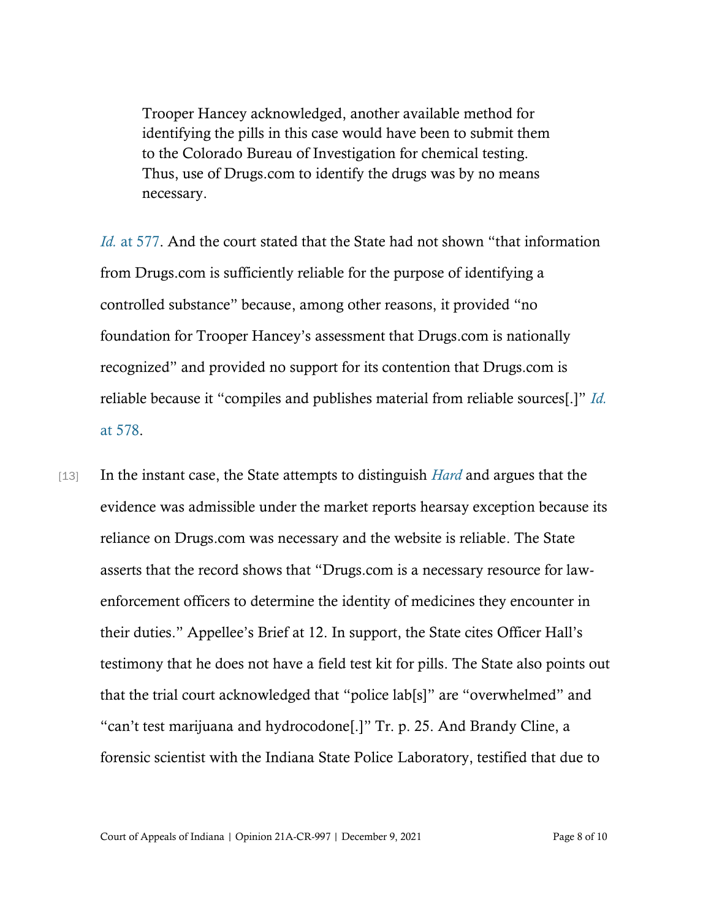> Trooper Hancey acknowledged, another available method for identifying the pills in this case would have been to submit them to the Colorado Bureau of Investigation for chemical testing. Thus, use of Drugs.com to identify the drugs was by no means necessary.

*Id.* at 577. And the court stated that the State had not shown "that information from Drugs.com is sufficiently reliable for the purpose of identifying a controlled substance" because, among other reasons, it provided "no foundation for Trooper Hancey's assessment that Drugs.com is nationally recognized" and provided no support for its contention that Drugs.com is reliable because it "compiles and publishes material from reliable sources[.]" *Id.* at 578.

[13] In the instant case, the State attempts to distinguish *Hard* and argues that the evidence was admissible under the market reports hearsay exception because its reliance on Drugs.com was necessary and the website is reliable. The State asserts that the record shows that "Drugs.com is a necessary resource for law-enforcement officers to determine the identity of medicines they encounter in their duties." Appellee's Brief at 12. In support, the State cites Officer Hall's testimony that he does not have a field test kit for pills. The State also points out that the trial court acknowledged that "police lab[s]" are "overwhelmed" and "can't test marijuana and hydrocodone[.]" Tr. p. 25. And Brandy Cline, a forensic scientist with the Indiana State Police Laboratory, testified that due to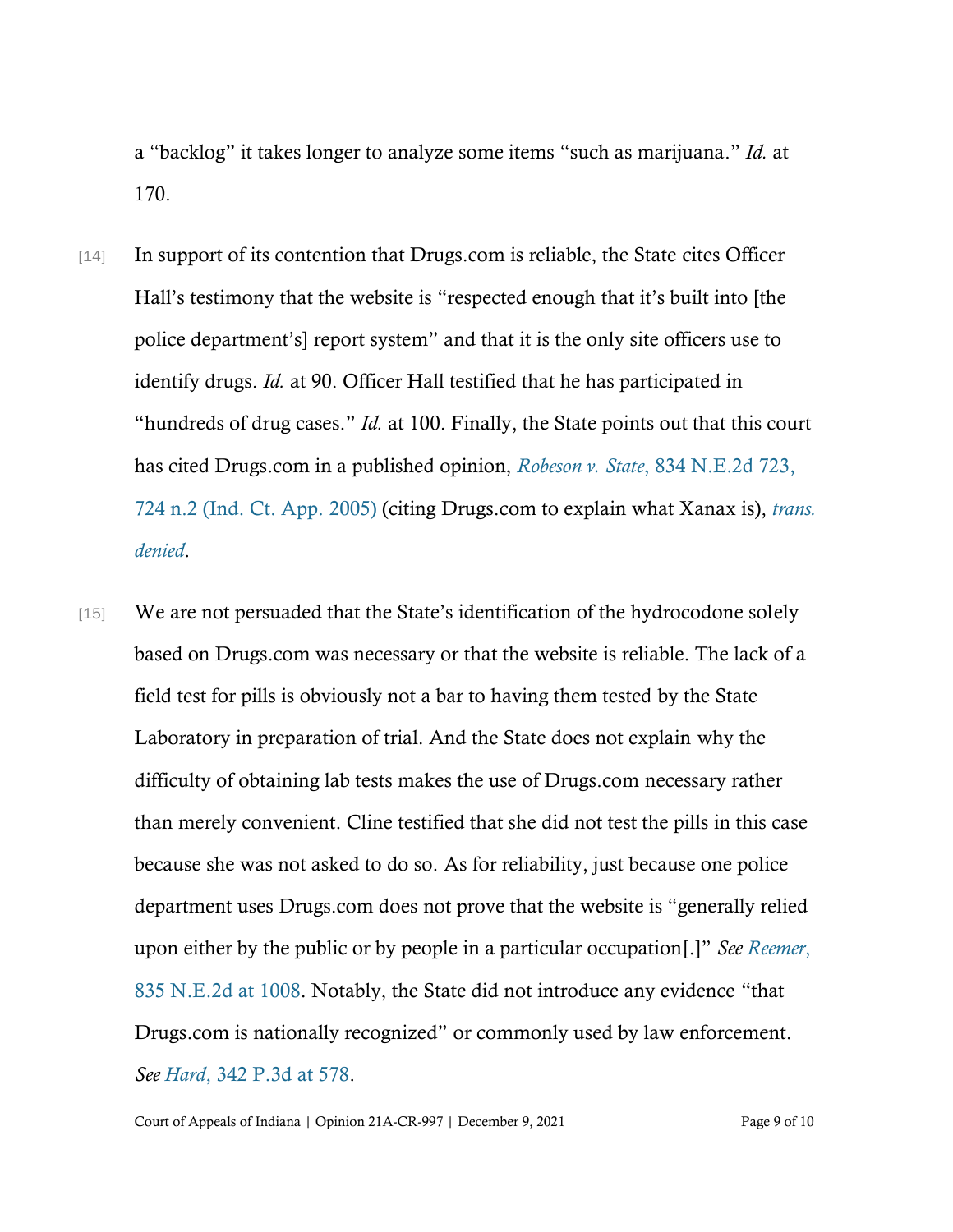a "backlog" it takes longer to analyze some items "such as marijuana." *Id.* at 170.

[14] In support of its contention that Drugs.com is reliable, the State cites Officer Hall's testimony that the website is "respected enough that it's built into [the police department's] report system" and that it is the only site officers use to identify drugs. *Id.* at 90. Officer Hall testified that he has participated in "hundreds of drug cases." *Id.* at 100. Finally, the State points out that this court has cited Drugs.com in a published opinion, *Robeson v. State*, 834 N.E.2d 723, 724 n.2 (Ind. Ct. App. 2005) (citing Drugs.com to explain what Xanax is), *trans. denied*.

[15] We are not persuaded that the State's identification of the hydrocodone solely based on Drugs.com was necessary or that the website is reliable. The lack of a field test for pills is obviously not a bar to having them tested by the State Laboratory in preparation of trial. And the State does not explain why the difficulty of obtaining lab tests makes the use of Drugs.com necessary rather than merely convenient. Cline testified that she did not test the pills in this case because she was not asked to do so. As for reliability, just because one police department uses Drugs.com does not prove that the website is "generally relied upon either by the public or by people in a particular occupation[.]" *See Reemer*, 835 N.E.2d at 1008. Notably, the State did not introduce any evidence "that Drugs.com is nationally recognized" or commonly used by law enforcement. *See Hard*, 342 P.3d at 578.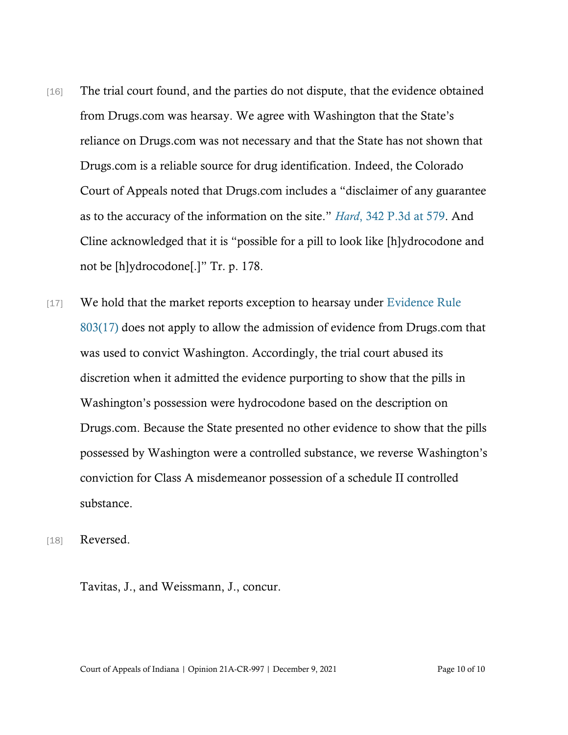[16] The trial court found, and the parties do not dispute, that the evidence obtained from Drugs.com was hearsay. We agree with Washington that the State's reliance on Drugs.com was not necessary and that the State has not shown that Drugs.com is a reliable source for drug identification. Indeed, the Colorado Court of Appeals noted that Drugs.com includes a "disclaimer of any guarantee as to the accuracy of the information on the site." *Hard*, 342 P.3d at 579. And Cline acknowledged that it is "possible for a pill to look like [h]ydrocodone and not be [h]ydrocodone[.]" Tr. p. 178.

[17] We hold that the market reports exception to hearsay under Evidence Rule 803(17) does not apply to allow the admission of evidence from Drugs.com that was used to convict Washington. Accordingly, the trial court abused its discretion when it admitted the evidence purporting to show that the pills in Washington's possession were hydrocodone based on the description on Drugs.com. Because the State presented no other evidence to show that the pills possessed by Washington were a controlled substance, we reverse Washington's conviction for Class A misdemeanor possession of a schedule II controlled substance.

[18] Reversed.

Tavitas, J., and Weissmann, J., concur.